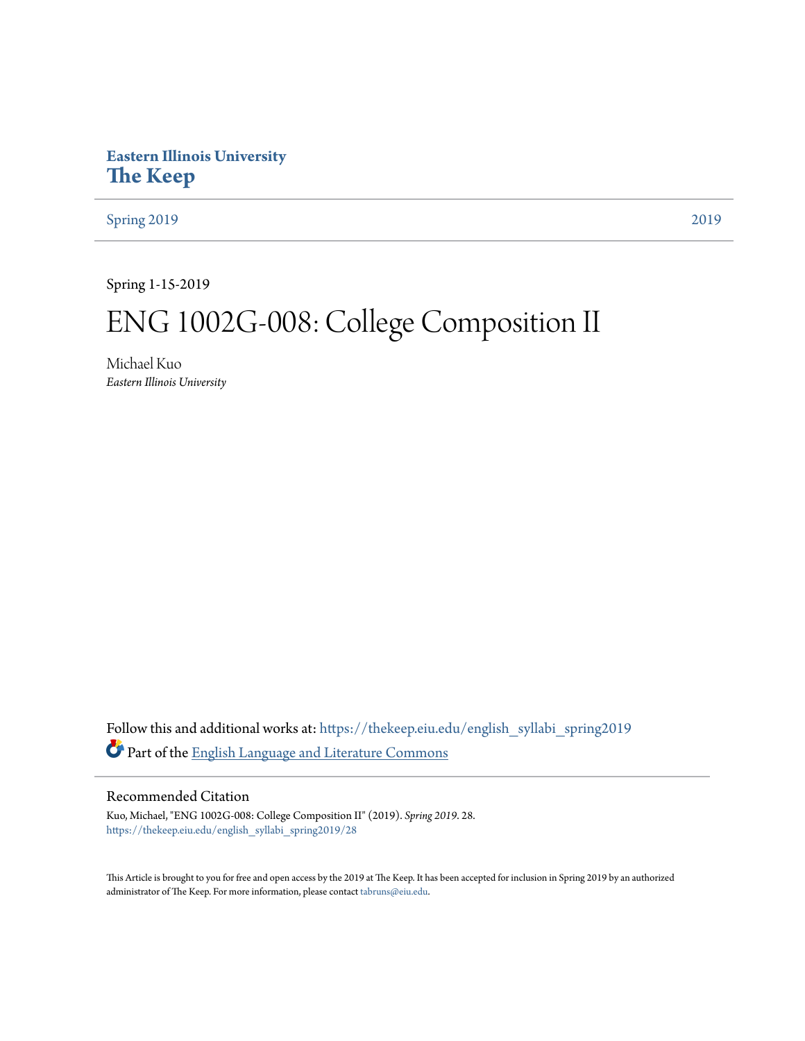Eastern Illinois University

# The Keep

Spring 2019 | 2019

Spring 1-15-2019

# ENG 1002G-008: College Composition II

Michael Kuo
*Eastern Illinois University*

Follow this and additional works at: https://thekeep.eiu.edu/english_syllabi_spring2019

Part of the English Language and Literature Commons

## Recommended Citation

Kuo, Michael, "ENG 1002G-008: College Composition II" (2019). *Spring 2019*. 28.
https://thekeep.eiu.edu/english_syllabi_spring2019/28

This Article is brought to you for free and open access by the 2019 at The Keep. It has been accepted for inclusion in Spring 2019 by an authorized administrator of The Keep. For more information, please contact tabruns@eiu.edu.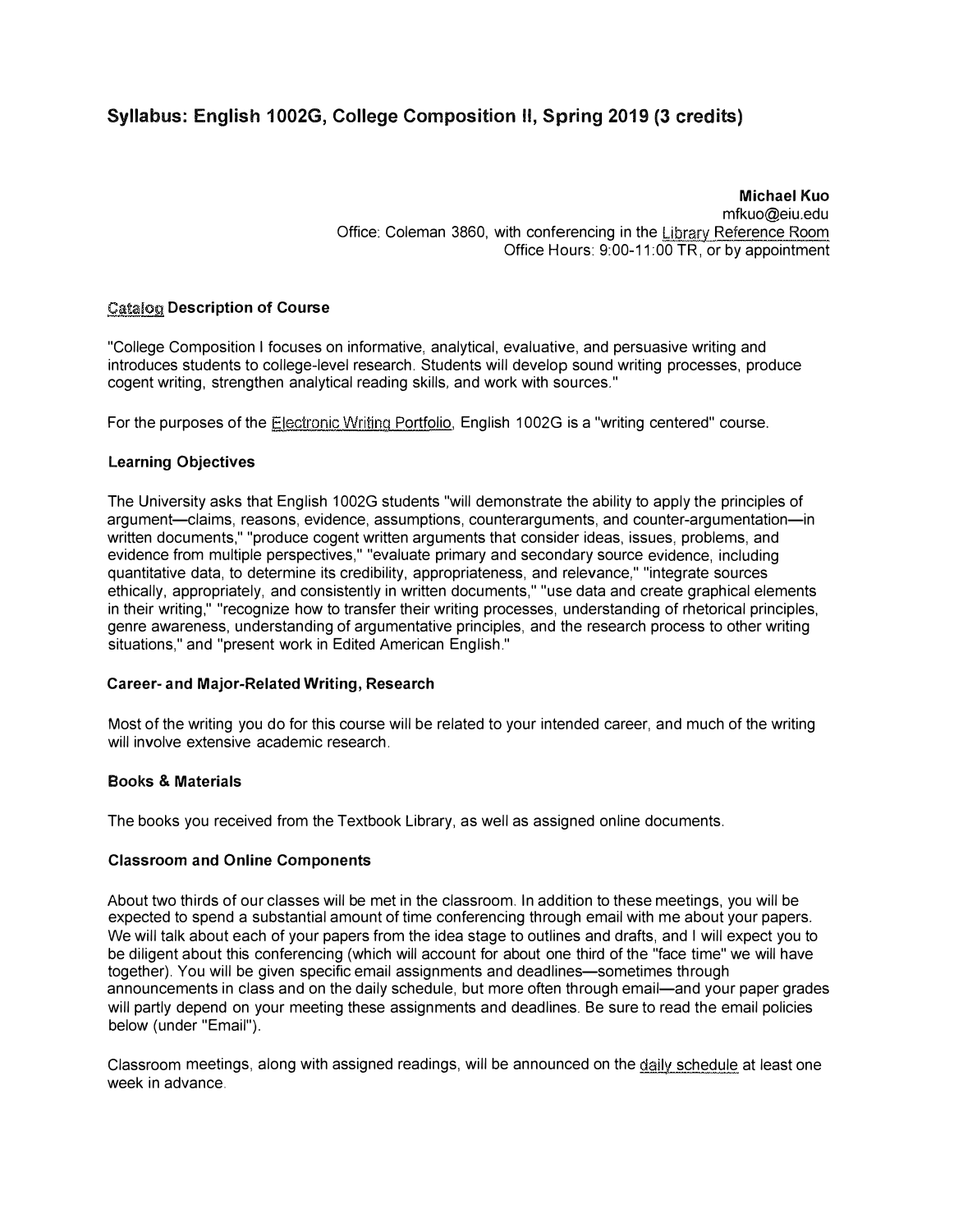# Syllabus: English 1002G, College Composition II, Spring 2019 (3 credits)

**Michael Kuo**
mfkuo@eiu.edu
Office: Coleman 3860, with conferencing in the Library Reference Room
Office Hours: 9:00-11:00 TR, or by appointment

### Catalog Description of Course

"College Composition I focuses on informative, analytical, evaluative, and persuasive writing and introduces students to college-level research. Students will develop sound writing processes, produce cogent writing, strengthen analytical reading skills, and work with sources."

For the purposes of the Electronic Writing Portfolio, English 1002G is a "writing centered" course.

### Learning Objectives

The University asks that English 1002G students "will demonstrate the ability to apply the principles of argument—claims, reasons, evidence, assumptions, counterarguments, and counter-argumentation—in written documents," "produce cogent written arguments that consider ideas, issues, problems, and evidence from multiple perspectives," "evaluate primary and secondary source evidence, including quantitative data, to determine its credibility, appropriateness, and relevance," "integrate sources ethically, appropriately, and consistently in written documents," "use data and create graphical elements in their writing," "recognize how to transfer their writing processes, understanding of rhetorical principles, genre awareness, understanding of argumentative principles, and the research process to other writing situations," and "present work in Edited American English."

### Career- and Major-Related Writing, Research

Most of the writing you do for this course will be related to your intended career, and much of the writing will involve extensive academic research.

### Books & Materials

The books you received from the Textbook Library, as well as assigned online documents.

### Classroom and Online Components

About two thirds of our classes will be met in the classroom. In addition to these meetings, you will be expected to spend a substantial amount of time conferencing through email with me about your papers. We will talk about each of your papers from the idea stage to outlines and drafts, and I will expect you to be diligent about this conferencing (which will account for about one third of the "face time" we will have together). You will be given specific email assignments and deadlines—sometimes through announcements in class and on the daily schedule, but more often through email—and your paper grades will partly depend on your meeting these assignments and deadlines. Be sure to read the email policies below (under "Email").

Classroom meetings, along with assigned readings, will be announced on the daily schedule at least one week in advance.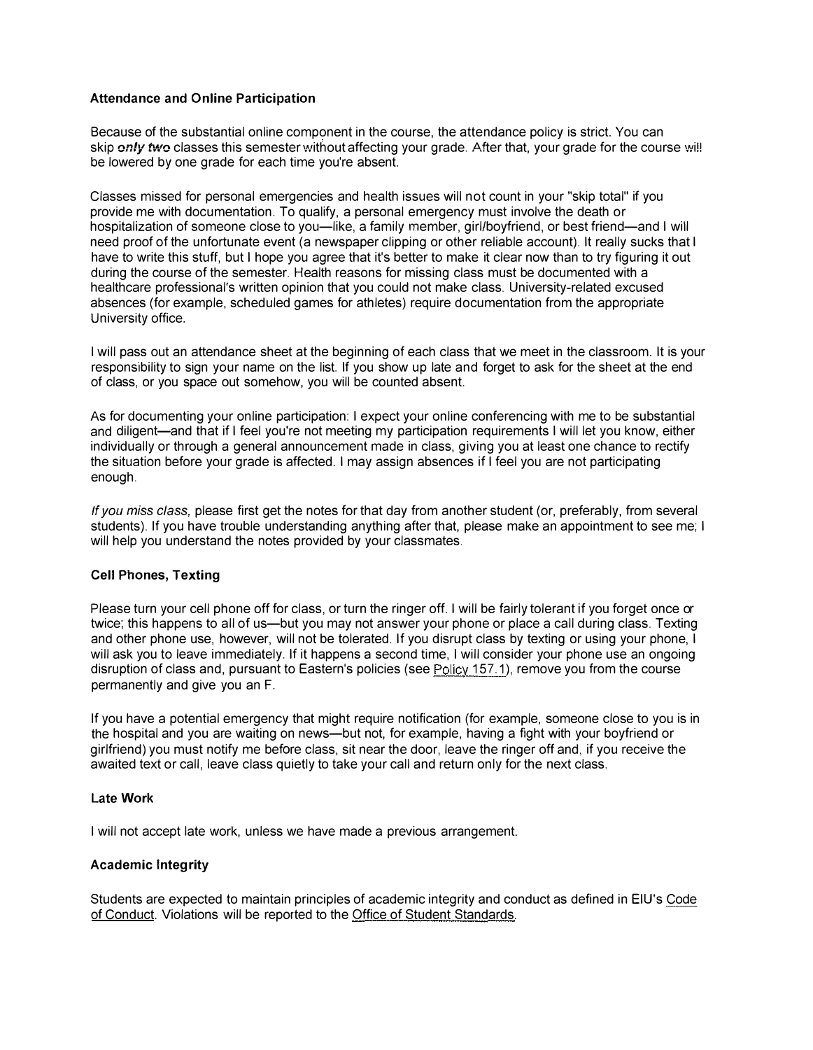**Attendance and Online Participation**

Because of the substantial online component in the course, the attendance policy is strict. You can skip ***only two*** classes this semester without affecting your grade. After that, your grade for the course will be lowered by one grade for each time you're absent.

Classes missed for personal emergencies and health issues will not count in your "skip total" if you provide me with documentation. To qualify, a personal emergency must involve the death or hospitalization of someone close to you—like, a family member, girl/boyfriend, or best friend—and I will need proof of the unfortunate event (a newspaper clipping or other reliable account). It really sucks that I have to write this stuff, but I hope you agree that it's better to make it clear now than to try figuring it out during the course of the semester. Health reasons for missing class must be documented with a healthcare professional's written opinion that you could not make class. University-related excused absences (for example, scheduled games for athletes) require documentation from the appropriate University office.

I will pass out an attendance sheet at the beginning of each class that we meet in the classroom. It is your responsibility to sign your name on the list. If you show up late and forget to ask for the sheet at the end of class, or you space out somehow, you will be counted absent.

As for documenting your online participation: I expect your online conferencing with me to be substantial and diligent—and that if I feel you're not meeting my participation requirements I will let you know, either individually or through a general announcement made in class, giving you at least one chance to rectify the situation before your grade is affected. I may assign absences if I feel you are not participating enough.

*If you miss class,* please first get the notes for that day from another student (or, preferably, from several students). If you have trouble understanding anything after that, please make an appointment to see me; I will help you understand the notes provided by your classmates.

**Cell Phones, Texting**

Please turn your cell phone off for class, or turn the ringer off. I will be fairly tolerant if you forget once or twice; this happens to all of us—but you may not answer your phone or place a call during class. Texting and other phone use, however, will not be tolerated. If you disrupt class by texting or using your phone, I will ask you to leave immediately. If it happens a second time, I will consider your phone use an ongoing disruption of class and, pursuant to Eastern's policies (see Policy 157.1), remove you from the course permanently and give you an F.

If you have a potential emergency that might require notification (for example, someone close to you is in the hospital and you are waiting on news—but not, for example, having a fight with your boyfriend or girlfriend) you must notify me before class, sit near the door, leave the ringer off and, if you receive the awaited text or call, leave class quietly to take your call and return only for the next class.

**Late Work**

I will not accept late work, unless we have made a previous arrangement.

**Academic Integrity**

Students are expected to maintain principles of academic integrity and conduct as defined in EIU's Code of Conduct. Violations will be reported to the Office of Student Standards.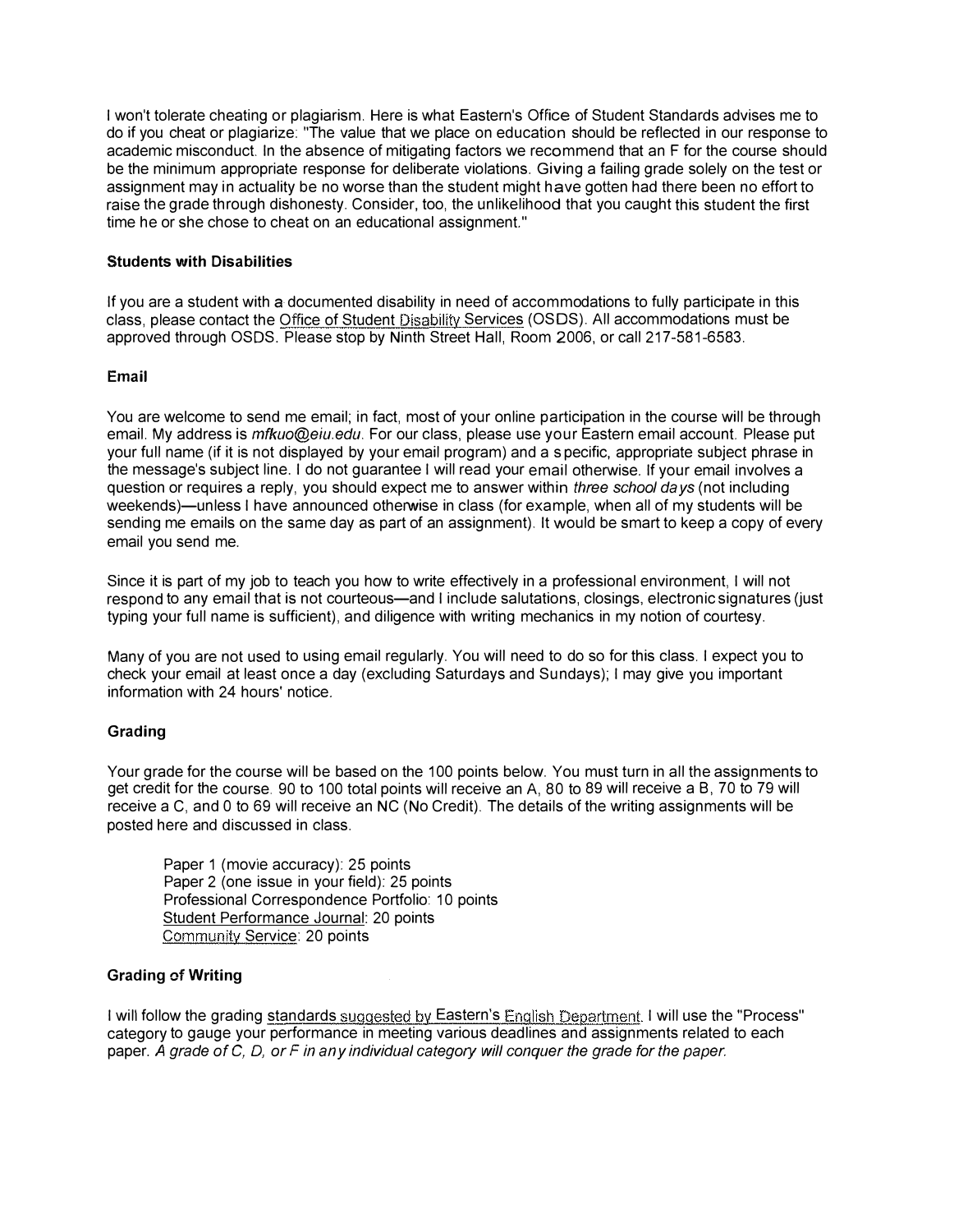I won't tolerate cheating or plagiarism. Here is what Eastern's Office of Student Standards advises me to do if you cheat or plagiarize: "The value that we place on education should be reflected in our response to academic misconduct. In the absence of mitigating factors we recommend that an F for the course should be the minimum appropriate response for deliberate violations. Giving a failing grade solely on the test or assignment may in actuality be no worse than the student might have gotten had there been no effort to raise the grade through dishonesty. Consider, too, the unlikelihood that you caught this student the first time he or she chose to cheat on an educational assignment."

**Students with Disabilities**

If you are a student with a documented disability in need of accommodations to fully participate in this class, please contact the Office of Student Disability Services (OSDS). All accommodations must be approved through OSDS. Please stop by Ninth Street Hall, Room 2006, or call 217-581-6583.

**Email**

You are welcome to send me email; in fact, most of your online participation in the course will be through email. My address is *mfkuo@eiu.edu*. For our class, please use your Eastern email account. Please put your full name (if it is not displayed by your email program) and a specific, appropriate subject phrase in the message's subject line. I do not guarantee I will read your email otherwise. If your email involves a question or requires a reply, you should expect me to answer within *three school days* (not including weekends)—unless I have announced otherwise in class (for example, when all of my students will be sending me emails on the same day as part of an assignment). It would be smart to keep a copy of every email you send me.

Since it is part of my job to teach you how to write effectively in a professional environment, I will not respond to any email that is not courteous—and I include salutations, closings, electronic signatures (just typing your full name is sufficient), and diligence with writing mechanics in my notion of courtesy.

Many of you are not used to using email regularly. You will need to do so for this class. I expect you to check your email at least once a day (excluding Saturdays and Sundays); I may give you important information with 24 hours' notice.

**Grading**

Your grade for the course will be based on the 100 points below. You must turn in all the assignments to get credit for the course. 90 to 100 total points will receive an A, 80 to 89 will receive a B, 70 to 79 will receive a C, and 0 to 69 will receive an NC (No Credit). The details of the writing assignments will be posted here and discussed in class.

- Paper 1 (movie accuracy): 25 points
- Paper 2 (one issue in your field): 25 points
- Professional Correspondence Portfolio: 10 points
- Student Performance Journal: 20 points
- Community Service: 20 points

**Grading of Writing**

I will follow the grading standards suggested by Eastern's English Department. I will use the "Process" category to gauge your performance in meeting various deadlines and assignments related to each paper. *A grade of C, D, or F in any individual category will conquer the grade for the paper.*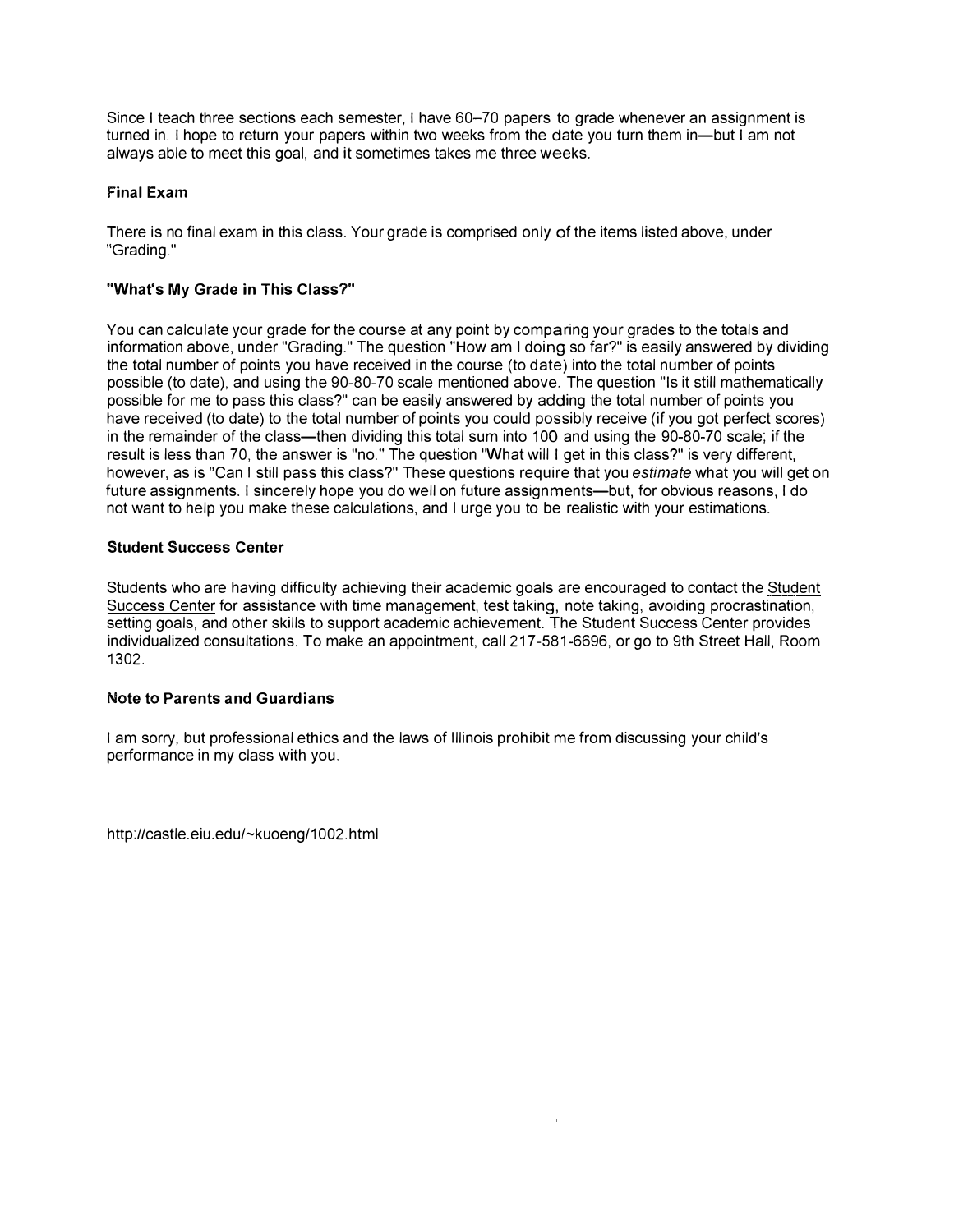Since I teach three sections each semester, I have 60–70 papers to grade whenever an assignment is turned in. I hope to return your papers within two weeks from the date you turn them in—but I am not always able to meet this goal, and it sometimes takes me three weeks.

### Final Exam

There is no final exam in this class. Your grade is comprised only of the items listed above, under "Grading."

### "What's My Grade in This Class?"

You can calculate your grade for the course at any point by comparing your grades to the totals and information above, under "Grading." The question "How am I doing so far?" is easily answered by dividing the total number of points you have received in the course (to date) into the total number of points possible (to date), and using the 90-80-70 scale mentioned above. The question "Is it still mathematically possible for me to pass this class?" can be easily answered by adding the total number of points you have received (to date) to the total number of points you could possibly receive (if you got perfect scores) in the remainder of the class—then dividing this total sum into 100 and using the 90-80-70 scale; if the result is less than 70, the answer is "no." The question "What will I get in this class?" is very different, however, as is "Can I still pass this class?" These questions require that you *estimate* what you will get on future assignments. I sincerely hope you do well on future assignments—but, for obvious reasons, I do not want to help you make these calculations, and I urge you to be realistic with your estimations.

### Student Success Center

Students who are having difficulty achieving their academic goals are encouraged to contact the Student Success Center for assistance with time management, test taking, note taking, avoiding procrastination, setting goals, and other skills to support academic achievement. The Student Success Center provides individualized consultations. To make an appointment, call 217-581-6696, or go to 9th Street Hall, Room 1302.

### Note to Parents and Guardians

I am sorry, but professional ethics and the laws of Illinois prohibit me from discussing your child's performance in my class with you.

http://castle.eiu.edu/~kuoeng/1002.html